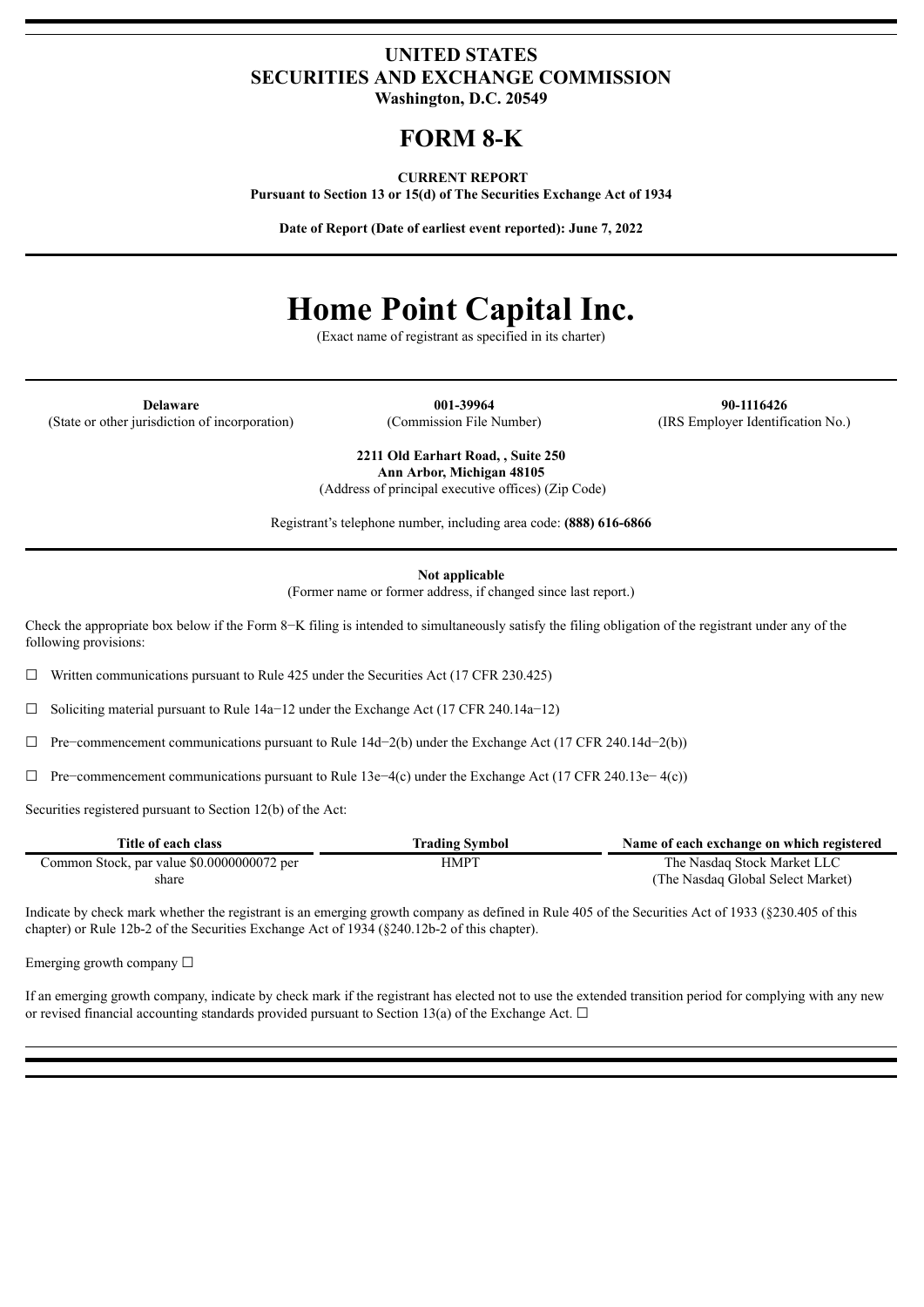# UNITED STATES
# SECURITIES AND EXCHANGE COMMISSION

**Washington, D.C. 20549**

# FORM 8-K

**CURRENT REPORT**
**Pursuant to Section 13 or 15(d) of The Securities Exchange Act of 1934**

**Date of Report (Date of earliest event reported): June 7, 2022**

# Home Point Capital Inc.

(Exact name of registrant as specified in its charter)

| **Delaware** | **001-39964** | **90-1116426** |
|---|---|---|
| (State or other jurisdiction of incorporation) | (Commission File Number) | (IRS Employer Identification No.) |

**2211 Old Earhart Road, , Suite 250**
**Ann Arbor, Michigan 48105**
(Address of principal executive offices) (Zip Code)

Registrant's telephone number, including area code: **(888) 616-6866**

**Not applicable**
(Former name or former address, if changed since last report.)

Check the appropriate box below if the Form 8−K filing is intended to simultaneously satisfy the filing obligation of the registrant under any of the following provisions:

☐ Written communications pursuant to Rule 425 under the Securities Act (17 CFR 230.425)

☐ Soliciting material pursuant to Rule 14a−12 under the Exchange Act (17 CFR 240.14a−12)

☐ Pre−commencement communications pursuant to Rule 14d−2(b) under the Exchange Act (17 CFR 240.14d−2(b))

☐ Pre−commencement communications pursuant to Rule 13e−4(c) under the Exchange Act (17 CFR 240.13e− 4(c))

Securities registered pursuant to Section 12(b) of the Act:

| Title of each class | Trading Symbol | Name of each exchange on which registered |
|---|---|---|
| Common Stock, par value $0.0000000072 per share | HMPT | The Nasdaq Stock Market LLC (The Nasdaq Global Select Market) |

Indicate by check mark whether the registrant is an emerging growth company as defined in Rule 405 of the Securities Act of 1933 (§230.405 of this chapter) or Rule 12b-2 of the Securities Exchange Act of 1934 (§240.12b-2 of this chapter).

Emerging growth company ☐

If an emerging growth company, indicate by check mark if the registrant has elected not to use the extended transition period for complying with any new or revised financial accounting standards provided pursuant to Section 13(a) of the Exchange Act. ☐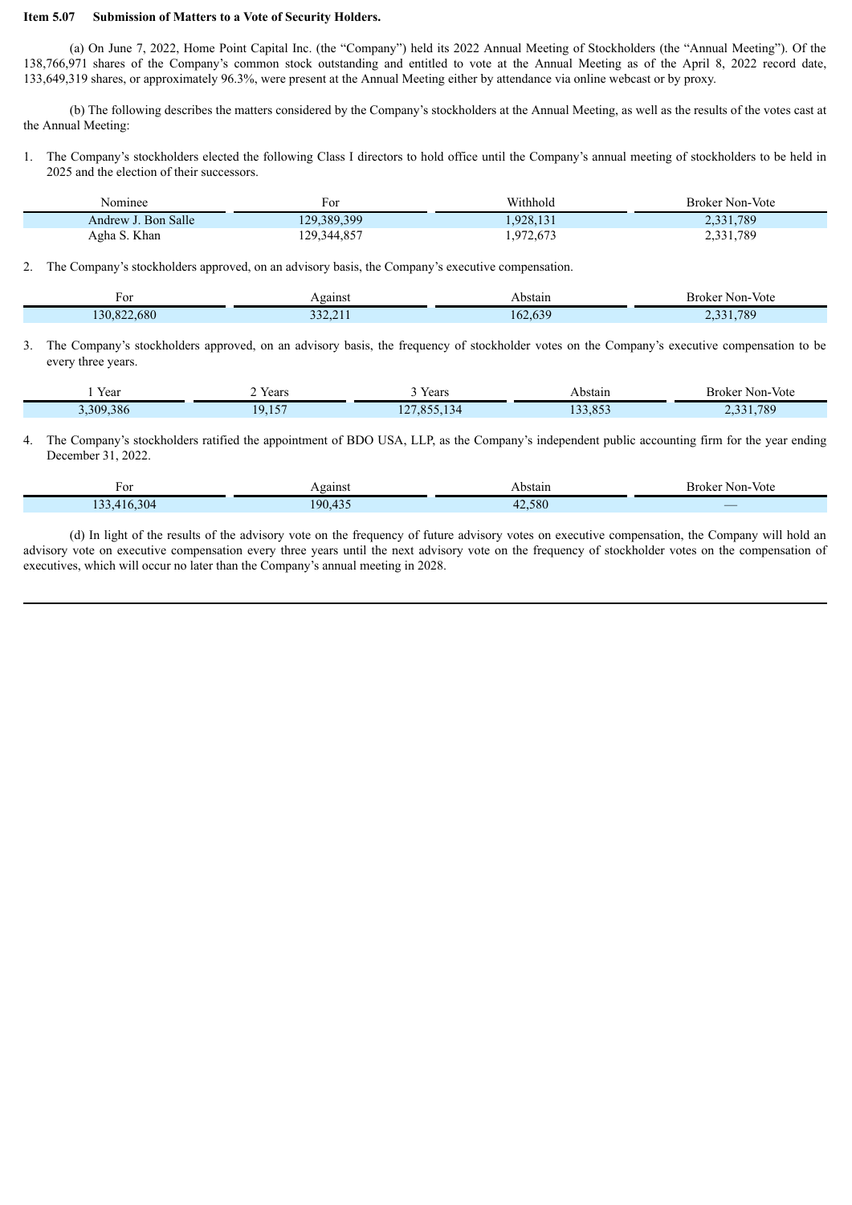**Item 5.07 Submission of Matters to a Vote of Security Holders.**

(a) On June 7, 2022, Home Point Capital Inc. (the "Company") held its 2022 Annual Meeting of Stockholders (the "Annual Meeting"). Of the 138,766,971 shares of the Company's common stock outstanding and entitled to vote at the Annual Meeting as of the April 8, 2022 record date, 133,649,319 shares, or approximately 96.3%, were present at the Annual Meeting either by attendance via online webcast or by proxy.

(b) The following describes the matters considered by the Company's stockholders at the Annual Meeting, as well as the results of the votes cast at the Annual Meeting:

1. The Company's stockholders elected the following Class I directors to hold office until the Company's annual meeting of stockholders to be held in 2025 and the election of their successors.

| Nominee | For | Withhold | Broker Non-Vote |
|---|---|---|---|
| Andrew J. Bon Salle | 129,389,399 | 1,928,131 | 2,331,789 |
| Agha S. Khan | 129,344,857 | 1,972,673 | 2,331,789 |

2. The Company's stockholders approved, on an advisory basis, the Company's executive compensation.

| For | Against | Abstain | Broker Non-Vote |
|---|---|---|---|
| 130,822,680 | 332,211 | 162,639 | 2,331,789 |

3. The Company's stockholders approved, on an advisory basis, the frequency of stockholder votes on the Company's executive compensation to be every three years.

| 1 Year | 2 Years | 3 Years | Abstain | Broker Non-Vote |
|---|---|---|---|---|
| 3,309,386 | 19,157 | 127,855,134 | 133,853 | 2,331,789 |

4. The Company's stockholders ratified the appointment of BDO USA, LLP, as the Company's independent public accounting firm for the year ending December 31, 2022.

| For | Against | Abstain | Broker Non-Vote |
|---|---|---|---|
| 133,416,304 | 190,435 | 42,580 | — |

(d) In light of the results of the advisory vote on the frequency of future advisory votes on executive compensation, the Company will hold an advisory vote on executive compensation every three years until the next advisory vote on the frequency of stockholder votes on the compensation of executives, which will occur no later than the Company's annual meeting in 2028.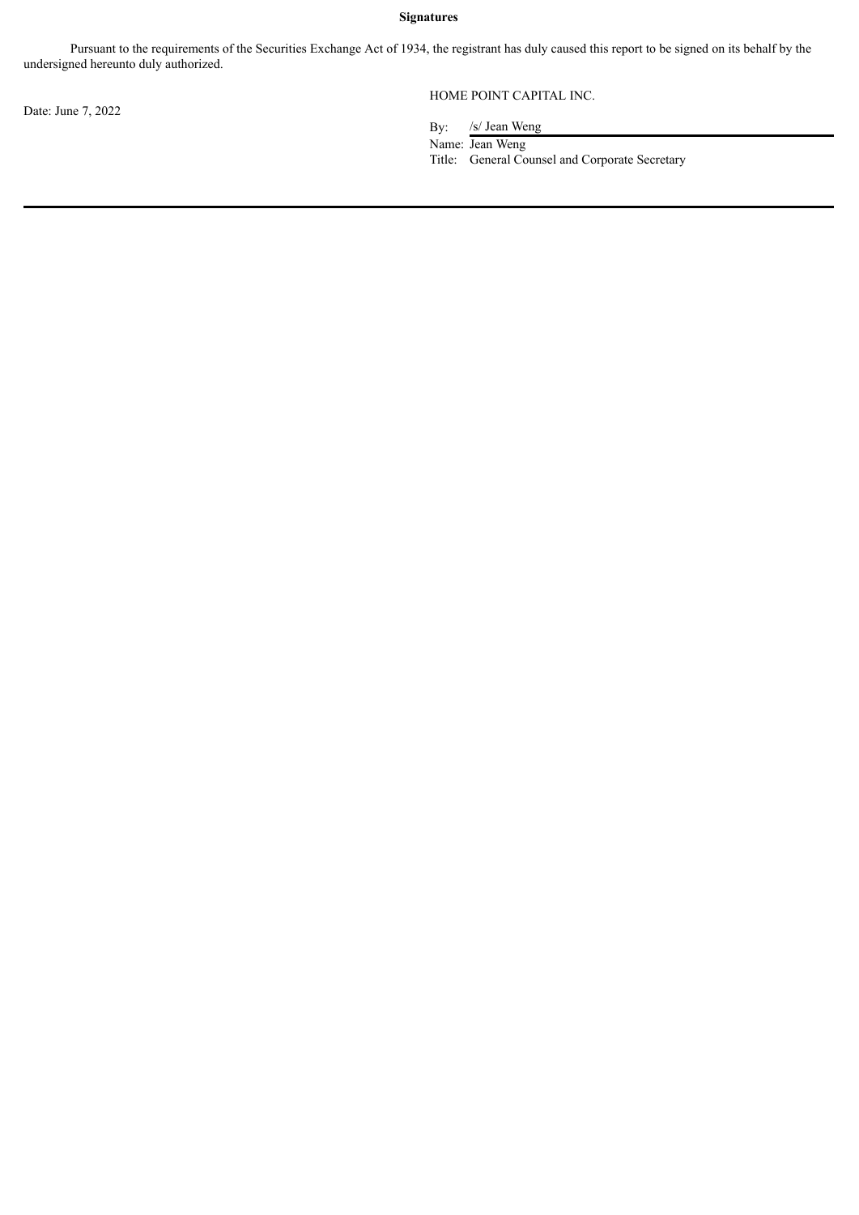**Signatures**

Pursuant to the requirements of the Securities Exchange Act of 1934, the registrant has duly caused this report to be signed on its behalf by the undersigned hereunto duly authorized.

Date: June 7, 2022

HOME POINT CAPITAL INC.

By: /s/ Jean Weng

Name: Jean Weng

Title: General Counsel and Corporate Secretary